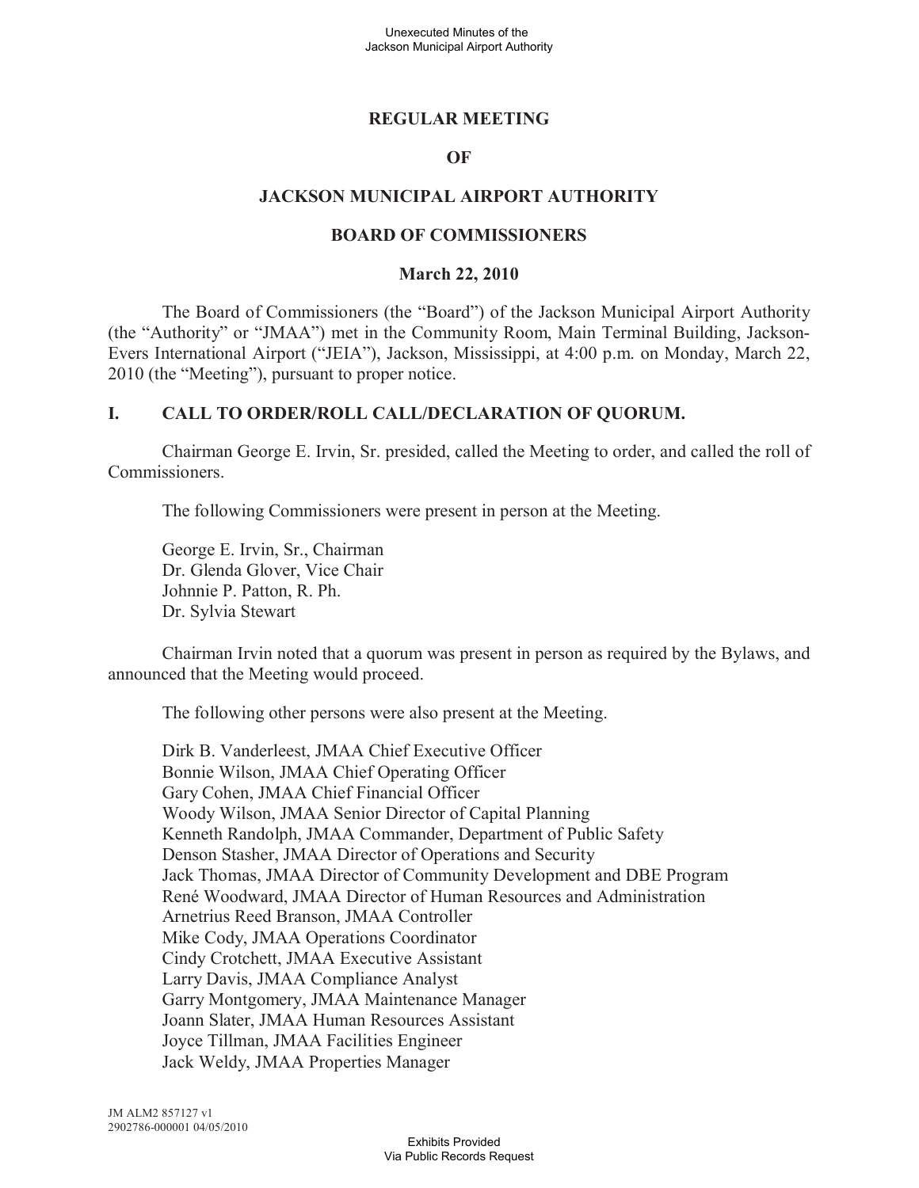# REGULAR MEETING

# OF

# JACKSON MUNICIPAL AIRPORT AUTHORITY

# BOARD OF COMMISSIONERS

## March 22, 2010

The Board of Commissioners (the "Board") of the Jackson Municipal Airport Authority (the "Authority" or "JMAA") met in the Community Room, Main Terminal Building, Jackson-Evers International Airport ("JEIA"), Jackson, Mississippi, at 4:00 p.m. on Monday, March 22, 2010 (the "Meeting"), pursuant to proper notice.

## I. CALL TO ORDER/ROLL CALL/DECLARATION OF QUORUM.

Chairman George E. Irvin, Sr. presided, called the Meeting to order, and called the roll of Commissioners.

The following Commissioners were present in person at the Meeting.

George E. Irvin, Sr., Chairman
Dr. Glenda Glover, Vice Chair
Johnnie P. Patton, R. Ph.
Dr. Sylvia Stewart

Chairman Irvin noted that a quorum was present in person as required by the Bylaws, and announced that the Meeting would proceed.

The following other persons were also present at the Meeting.

Dirk B. Vanderleest, JMAA Chief Executive Officer
Bonnie Wilson, JMAA Chief Operating Officer
Gary Cohen, JMAA Chief Financial Officer
Woody Wilson, JMAA Senior Director of Capital Planning
Kenneth Randolph, JMAA Commander, Department of Public Safety
Denson Stasher, JMAA Director of Operations and Security
Jack Thomas, JMAA Director of Community Development and DBE Program
René Woodward, JMAA Director of Human Resources and Administration
Arnetrius Reed Branson, JMAA Controller
Mike Cody, JMAA Operations Coordinator
Cindy Crotchett, JMAA Executive Assistant
Larry Davis, JMAA Compliance Analyst
Garry Montgomery, JMAA Maintenance Manager
Joann Slater, JMAA Human Resources Assistant
Joyce Tillman, JMAA Facilities Engineer
Jack Weldy, JMAA Properties Manager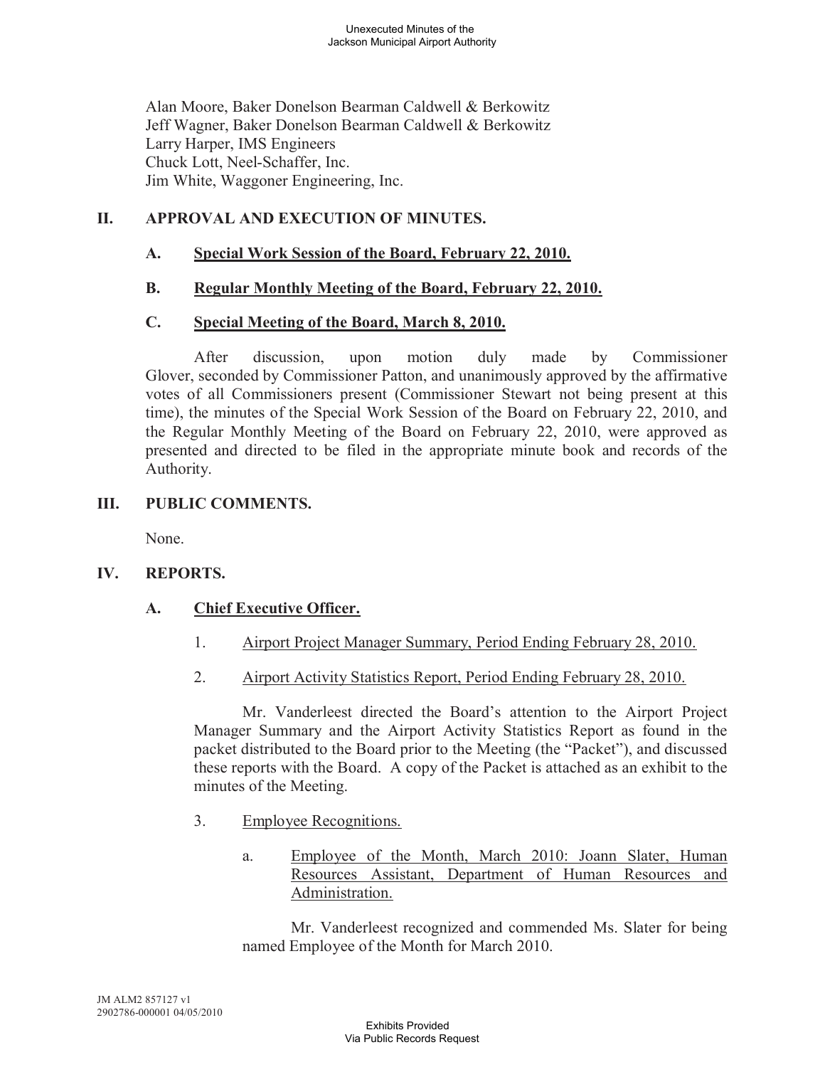Alan Moore, Baker Donelson Bearman Caldwell & Berkowitz
Jeff Wagner, Baker Donelson Bearman Caldwell & Berkowitz
Larry Harper, IMS Engineers
Chuck Lott, Neel-Schaffer, Inc.
Jim White, Waggoner Engineering, Inc.

## II. APPROVAL AND EXECUTION OF MINUTES.

### A. Special Work Session of the Board, February 22, 2010.

### B. Regular Monthly Meeting of the Board, February 22, 2010.

### C. Special Meeting of the Board, March 8, 2010.

After discussion, upon motion duly made by Commissioner Glover, seconded by Commissioner Patton, and unanimously approved by the affirmative votes of all Commissioners present (Commissioner Stewart not being present at this time), the minutes of the Special Work Session of the Board on February 22, 2010, and the Regular Monthly Meeting of the Board on February 22, 2010, were approved as presented and directed to be filed in the appropriate minute book and records of the Authority.

## III. PUBLIC COMMENTS.

None.

## IV. REPORTS.

### A. Chief Executive Officer.

1. Airport Project Manager Summary, Period Ending February 28, 2010.

2. Airport Activity Statistics Report, Period Ending February 28, 2010.

Mr. Vanderleest directed the Board's attention to the Airport Project Manager Summary and the Airport Activity Statistics Report as found in the packet distributed to the Board prior to the Meeting (the "Packet"), and discussed these reports with the Board. A copy of the Packet is attached as an exhibit to the minutes of the Meeting.

3. Employee Recognitions.

   a. Employee of the Month, March 2010: Joann Slater, Human Resources Assistant, Department of Human Resources and Administration.

   Mr. Vanderleest recognized and commended Ms. Slater for being named Employee of the Month for March 2010.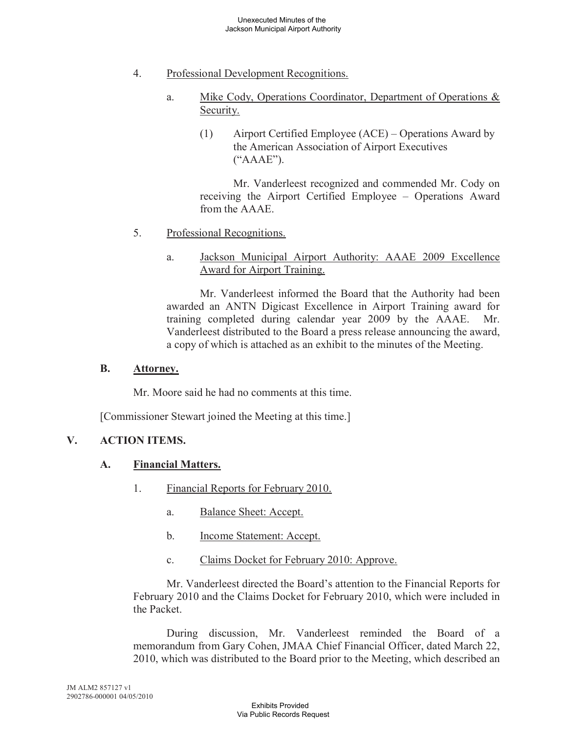4. Professional Development Recognitions.

   a. Mike Cody, Operations Coordinator, Department of Operations & Security.

      (1) Airport Certified Employee (ACE) – Operations Award by the American Association of Airport Executives ("AAAE").

      Mr. Vanderleest recognized and commended Mr. Cody on receiving the Airport Certified Employee – Operations Award from the AAAE.

5. Professional Recognitions.

   a. Jackson Municipal Airport Authority: AAAE 2009 Excellence Award for Airport Training.

   Mr. Vanderleest informed the Board that the Authority had been awarded an ANTN Digicast Excellence in Airport Training award for training completed during calendar year 2009 by the AAAE. Mr. Vanderleest distributed to the Board a press release announcing the award, a copy of which is attached as an exhibit to the minutes of the Meeting.

### B. Attorney.

Mr. Moore said he had no comments at this time.

[Commissioner Stewart joined the Meeting at this time.]

## V. ACTION ITEMS.

### A. Financial Matters.

1. Financial Reports for February 2010.

   a. Balance Sheet: Accept.

   b. Income Statement: Accept.

   c. Claims Docket for February 2010: Approve.

Mr. Vanderleest directed the Board's attention to the Financial Reports for February 2010 and the Claims Docket for February 2010, which were included in the Packet.

During discussion, Mr. Vanderleest reminded the Board of a memorandum from Gary Cohen, JMAA Chief Financial Officer, dated March 22, 2010, which was distributed to the Board prior to the Meeting, which described an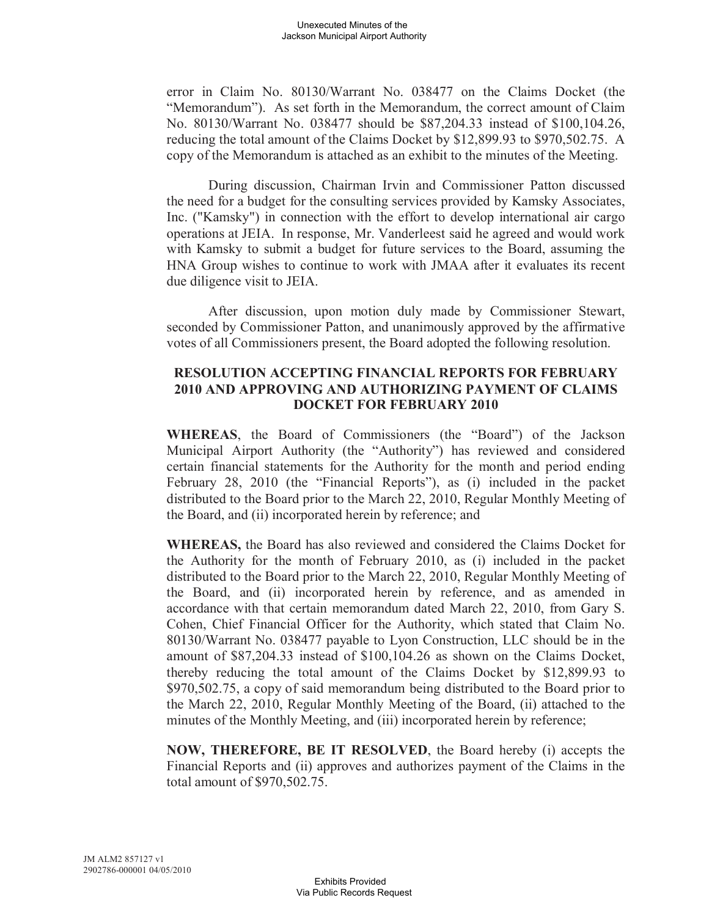error in Claim No. 80130/Warrant No. 038477 on the Claims Docket (the "Memorandum"). As set forth in the Memorandum, the correct amount of Claim No. 80130/Warrant No. 038477 should be $87,204.33 instead of $100,104.26, reducing the total amount of the Claims Docket by $12,899.93 to $970,502.75. A copy of the Memorandum is attached as an exhibit to the minutes of the Meeting.

During discussion, Chairman Irvin and Commissioner Patton discussed the need for a budget for the consulting services provided by Kamsky Associates, Inc. ("Kamsky") in connection with the effort to develop international air cargo operations at JEIA. In response, Mr. Vanderleest said he agreed and would work with Kamsky to submit a budget for future services to the Board, assuming the HNA Group wishes to continue to work with JMAA after it evaluates its recent due diligence visit to JEIA.

After discussion, upon motion duly made by Commissioner Stewart, seconded by Commissioner Patton, and unanimously approved by the affirmative votes of all Commissioners present, the Board adopted the following resolution.

**RESOLUTION ACCEPTING FINANCIAL REPORTS FOR FEBRUARY 2010 AND APPROVING AND AUTHORIZING PAYMENT OF CLAIMS DOCKET FOR FEBRUARY 2010**

**WHEREAS**, the Board of Commissioners (the "Board") of the Jackson Municipal Airport Authority (the "Authority") has reviewed and considered certain financial statements for the Authority for the month and period ending February 28, 2010 (the "Financial Reports"), as (i) included in the packet distributed to the Board prior to the March 22, 2010, Regular Monthly Meeting of the Board, and (ii) incorporated herein by reference; and

**WHEREAS,** the Board has also reviewed and considered the Claims Docket for the Authority for the month of February 2010, as (i) included in the packet distributed to the Board prior to the March 22, 2010, Regular Monthly Meeting of the Board, and (ii) incorporated herein by reference, and as amended in accordance with that certain memorandum dated March 22, 2010, from Gary S. Cohen, Chief Financial Officer for the Authority, which stated that Claim No. 80130/Warrant No. 038477 payable to Lyon Construction, LLC should be in the amount of $87,204.33 instead of $100,104.26 as shown on the Claims Docket, thereby reducing the total amount of the Claims Docket by $12,899.93 to $970,502.75, a copy of said memorandum being distributed to the Board prior to the March 22, 2010, Regular Monthly Meeting of the Board, (ii) attached to the minutes of the Monthly Meeting, and (iii) incorporated herein by reference;

**NOW, THEREFORE, BE IT RESOLVED**, the Board hereby (i) accepts the Financial Reports and (ii) approves and authorizes payment of the Claims in the total amount of $970,502.75.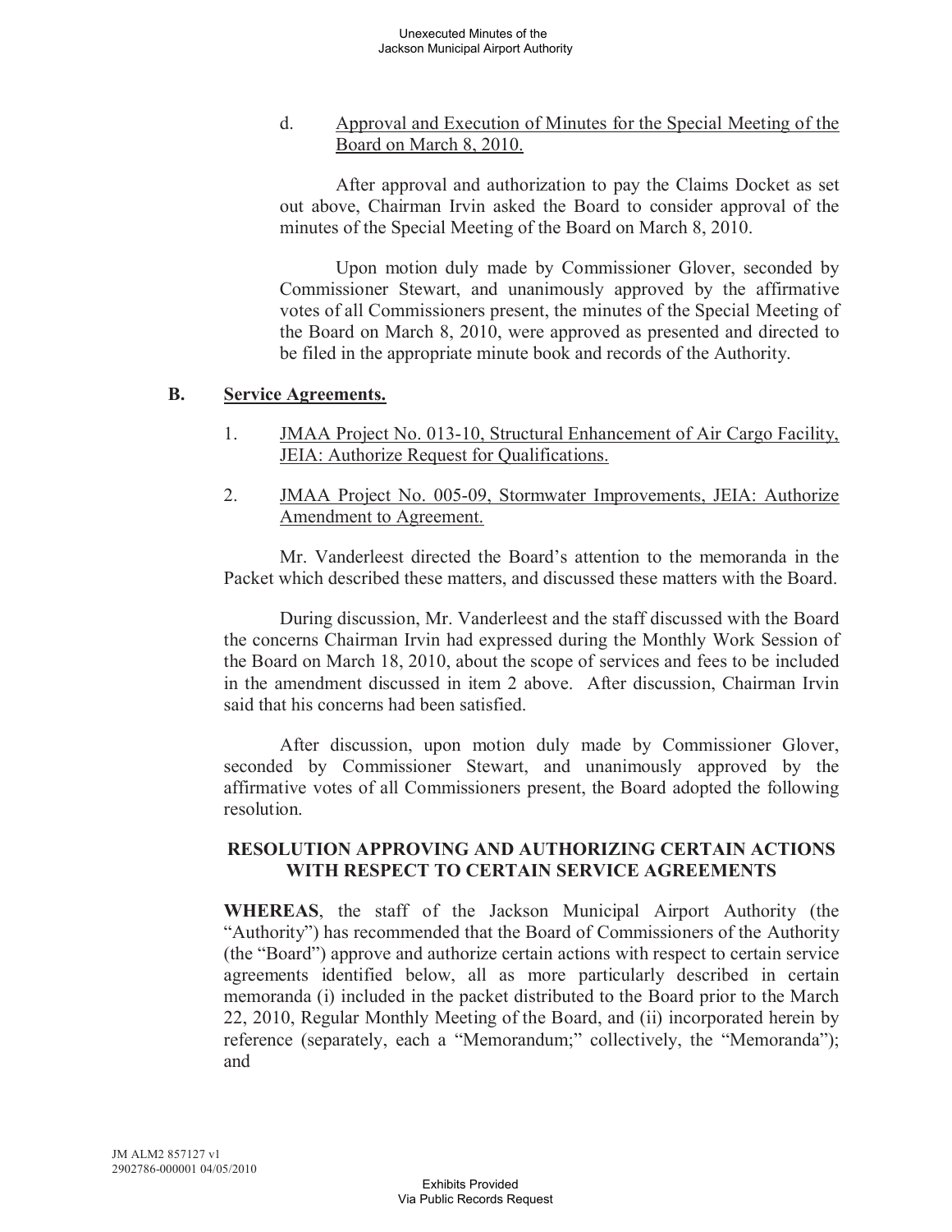d. Approval and Execution of Minutes for the Special Meeting of the Board on March 8, 2010.

After approval and authorization to pay the Claims Docket as set out above, Chairman Irvin asked the Board to consider approval of the minutes of the Special Meeting of the Board on March 8, 2010.

Upon motion duly made by Commissioner Glover, seconded by Commissioner Stewart, and unanimously approved by the affirmative votes of all Commissioners present, the minutes of the Special Meeting of the Board on March 8, 2010, were approved as presented and directed to be filed in the appropriate minute book and records of the Authority.

## B. Service Agreements.

1. JMAA Project No. 013-10, Structural Enhancement of Air Cargo Facility, JEIA: Authorize Request for Qualifications.

2. JMAA Project No. 005-09, Stormwater Improvements, JEIA: Authorize Amendment to Agreement.

Mr. Vanderleest directed the Board's attention to the memoranda in the Packet which described these matters, and discussed these matters with the Board.

During discussion, Mr. Vanderleest and the staff discussed with the Board the concerns Chairman Irvin had expressed during the Monthly Work Session of the Board on March 18, 2010, about the scope of services and fees to be included in the amendment discussed in item 2 above. After discussion, Chairman Irvin said that his concerns had been satisfied.

After discussion, upon motion duly made by Commissioner Glover, seconded by Commissioner Stewart, and unanimously approved by the affirmative votes of all Commissioners present, the Board adopted the following resolution.

**RESOLUTION APPROVING AND AUTHORIZING CERTAIN ACTIONS WITH RESPECT TO CERTAIN SERVICE AGREEMENTS**

**WHEREAS**, the staff of the Jackson Municipal Airport Authority (the "Authority") has recommended that the Board of Commissioners of the Authority (the "Board") approve and authorize certain actions with respect to certain service agreements identified below, all as more particularly described in certain memoranda (i) included in the packet distributed to the Board prior to the March 22, 2010, Regular Monthly Meeting of the Board, and (ii) incorporated herein by reference (separately, each a "Memorandum;" collectively, the "Memoranda"); and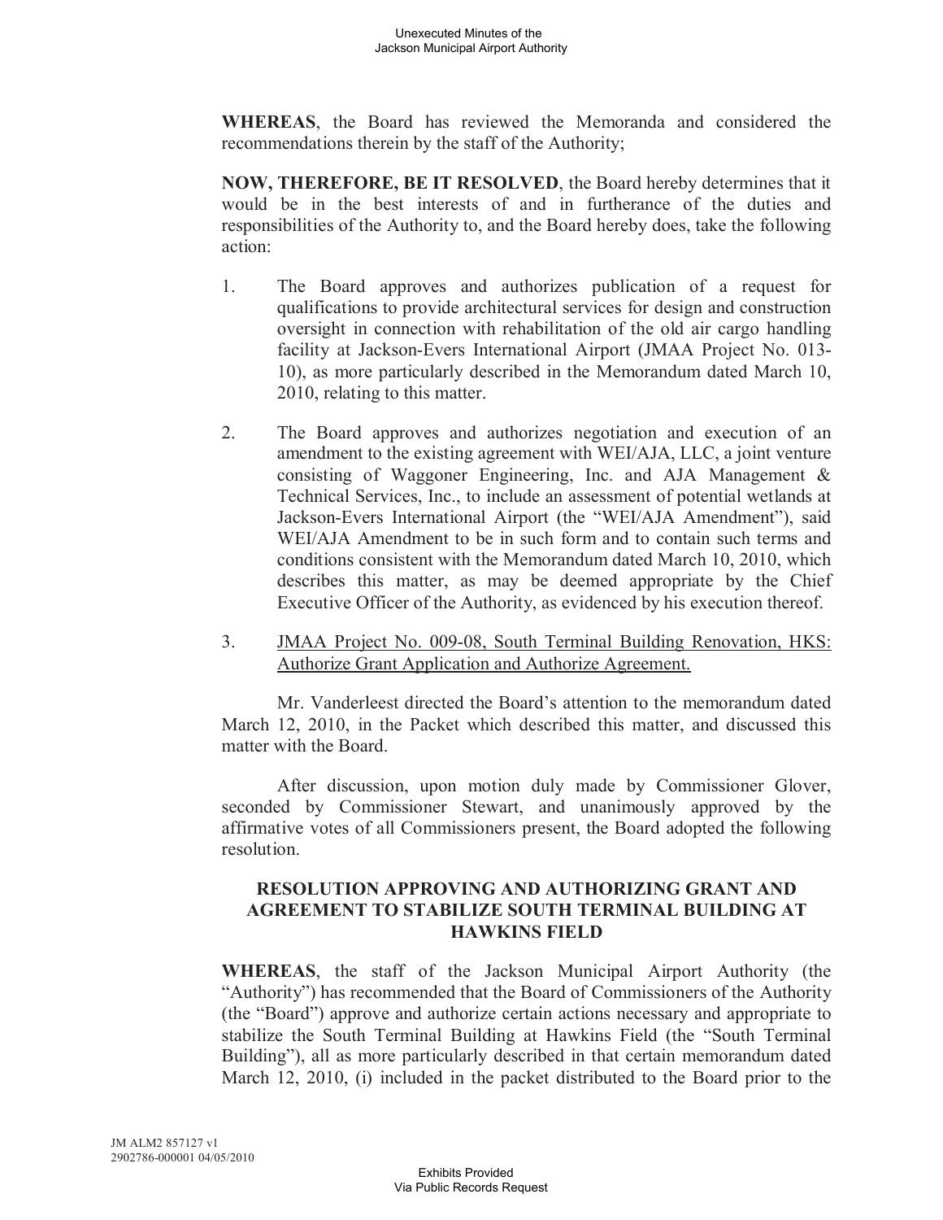**WHEREAS**, the Board has reviewed the Memoranda and considered the recommendations therein by the staff of the Authority;

**NOW, THEREFORE, BE IT RESOLVED**, the Board hereby determines that it would be in the best interests of and in furtherance of the duties and responsibilities of the Authority to, and the Board hereby does, take the following action:

1. The Board approves and authorizes publication of a request for qualifications to provide architectural services for design and construction oversight in connection with rehabilitation of the old air cargo handling facility at Jackson-Evers International Airport (JMAA Project No. 013-10), as more particularly described in the Memorandum dated March 10, 2010, relating to this matter.

2. The Board approves and authorizes negotiation and execution of an amendment to the existing agreement with WEI/AJA, LLC, a joint venture consisting of Waggoner Engineering, Inc. and AJA Management & Technical Services, Inc., to include an assessment of potential wetlands at Jackson-Evers International Airport (the "WEI/AJA Amendment"), said WEI/AJA Amendment to be in such form and to contain such terms and conditions consistent with the Memorandum dated March 10, 2010, which describes this matter, as may be deemed appropriate by the Chief Executive Officer of the Authority, as evidenced by his execution thereof.

3. JMAA Project No. 009-08, South Terminal Building Renovation, HKS: Authorize Grant Application and Authorize Agreement.

Mr. Vanderleest directed the Board's attention to the memorandum dated March 12, 2010, in the Packet which described this matter, and discussed this matter with the Board.

After discussion, upon motion duly made by Commissioner Glover, seconded by Commissioner Stewart, and unanimously approved by the affirmative votes of all Commissioners present, the Board adopted the following resolution.

**RESOLUTION APPROVING AND AUTHORIZING GRANT AND AGREEMENT TO STABILIZE SOUTH TERMINAL BUILDING AT HAWKINS FIELD**

**WHEREAS**, the staff of the Jackson Municipal Airport Authority (the "Authority") has recommended that the Board of Commissioners of the Authority (the "Board") approve and authorize certain actions necessary and appropriate to stabilize the South Terminal Building at Hawkins Field (the "South Terminal Building"), all as more particularly described in that certain memorandum dated March 12, 2010, (i) included in the packet distributed to the Board prior to the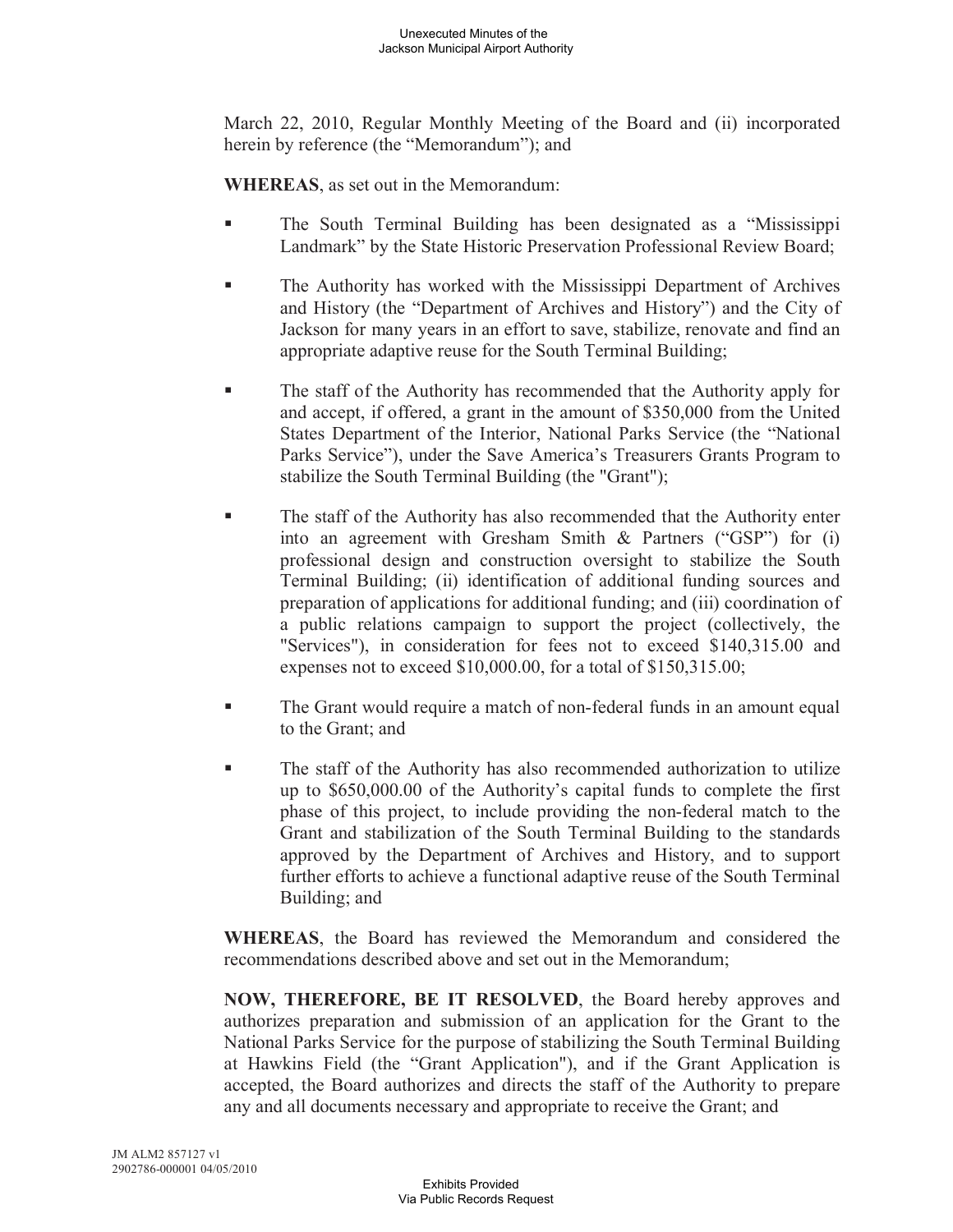March 22, 2010, Regular Monthly Meeting of the Board and (ii) incorporated herein by reference (the "Memorandum"); and

**WHEREAS**, as set out in the Memorandum:

- The South Terminal Building has been designated as a "Mississippi Landmark" by the State Historic Preservation Professional Review Board;
- The Authority has worked with the Mississippi Department of Archives and History (the "Department of Archives and History") and the City of Jackson for many years in an effort to save, stabilize, renovate and find an appropriate adaptive reuse for the South Terminal Building;
- The staff of the Authority has recommended that the Authority apply for and accept, if offered, a grant in the amount of $350,000 from the United States Department of the Interior, National Parks Service (the "National Parks Service"), under the Save America's Treasurers Grants Program to stabilize the South Terminal Building (the "Grant");
- The staff of the Authority has also recommended that the Authority enter into an agreement with Gresham Smith & Partners ("GSP") for (i) professional design and construction oversight to stabilize the South Terminal Building; (ii) identification of additional funding sources and preparation of applications for additional funding; and (iii) coordination of a public relations campaign to support the project (collectively, the "Services"), in consideration for fees not to exceed $140,315.00 and expenses not to exceed $10,000.00, for a total of $150,315.00;
- The Grant would require a match of non-federal funds in an amount equal to the Grant; and
- The staff of the Authority has also recommended authorization to utilize up to $650,000.00 of the Authority's capital funds to complete the first phase of this project, to include providing the non-federal match to the Grant and stabilization of the South Terminal Building to the standards approved by the Department of Archives and History, and to support further efforts to achieve a functional adaptive reuse of the South Terminal Building; and

**WHEREAS**, the Board has reviewed the Memorandum and considered the recommendations described above and set out in the Memorandum;

**NOW, THEREFORE, BE IT RESOLVED**, the Board hereby approves and authorizes preparation and submission of an application for the Grant to the National Parks Service for the purpose of stabilizing the South Terminal Building at Hawkins Field (the "Grant Application"), and if the Grant Application is accepted, the Board authorizes and directs the staff of the Authority to prepare any and all documents necessary and appropriate to receive the Grant; and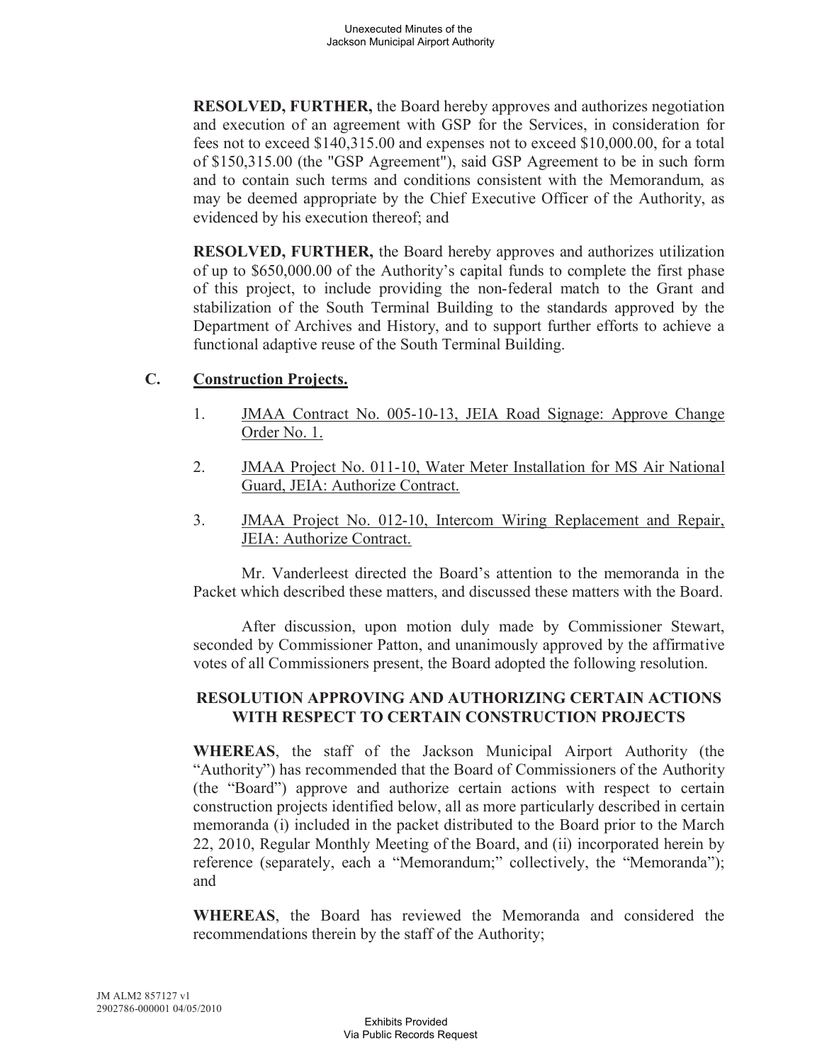**RESOLVED, FURTHER,** the Board hereby approves and authorizes negotiation and execution of an agreement with GSP for the Services, in consideration for fees not to exceed $140,315.00 and expenses not to exceed $10,000.00, for a total of $150,315.00 (the "GSP Agreement"), said GSP Agreement to be in such form and to contain such terms and conditions consistent with the Memorandum, as may be deemed appropriate by the Chief Executive Officer of the Authority, as evidenced by his execution thereof; and

**RESOLVED, FURTHER,** the Board hereby approves and authorizes utilization of up to $650,000.00 of the Authority's capital funds to complete the first phase of this project, to include providing the non-federal match to the Grant and stabilization of the South Terminal Building to the standards approved by the Department of Archives and History, and to support further efforts to achieve a functional adaptive reuse of the South Terminal Building.

**C. Construction Projects.**

1. JMAA Contract No. 005-10-13, JEIA Road Signage: Approve Change Order No. 1.

2. JMAA Project No. 011-10, Water Meter Installation for MS Air National Guard, JEIA: Authorize Contract.

3. JMAA Project No. 012-10, Intercom Wiring Replacement and Repair, JEIA: Authorize Contract.

Mr. Vanderleest directed the Board's attention to the memoranda in the Packet which described these matters, and discussed these matters with the Board.

After discussion, upon motion duly made by Commissioner Stewart, seconded by Commissioner Patton, and unanimously approved by the affirmative votes of all Commissioners present, the Board adopted the following resolution.

**RESOLUTION APPROVING AND AUTHORIZING CERTAIN ACTIONS WITH RESPECT TO CERTAIN CONSTRUCTION PROJECTS**

**WHEREAS**, the staff of the Jackson Municipal Airport Authority (the "Authority") has recommended that the Board of Commissioners of the Authority (the "Board") approve and authorize certain actions with respect to certain construction projects identified below, all as more particularly described in certain memoranda (i) included in the packet distributed to the Board prior to the March 22, 2010, Regular Monthly Meeting of the Board, and (ii) incorporated herein by reference (separately, each a "Memorandum;" collectively, the "Memoranda"); and

**WHEREAS**, the Board has reviewed the Memoranda and considered the recommendations therein by the staff of the Authority;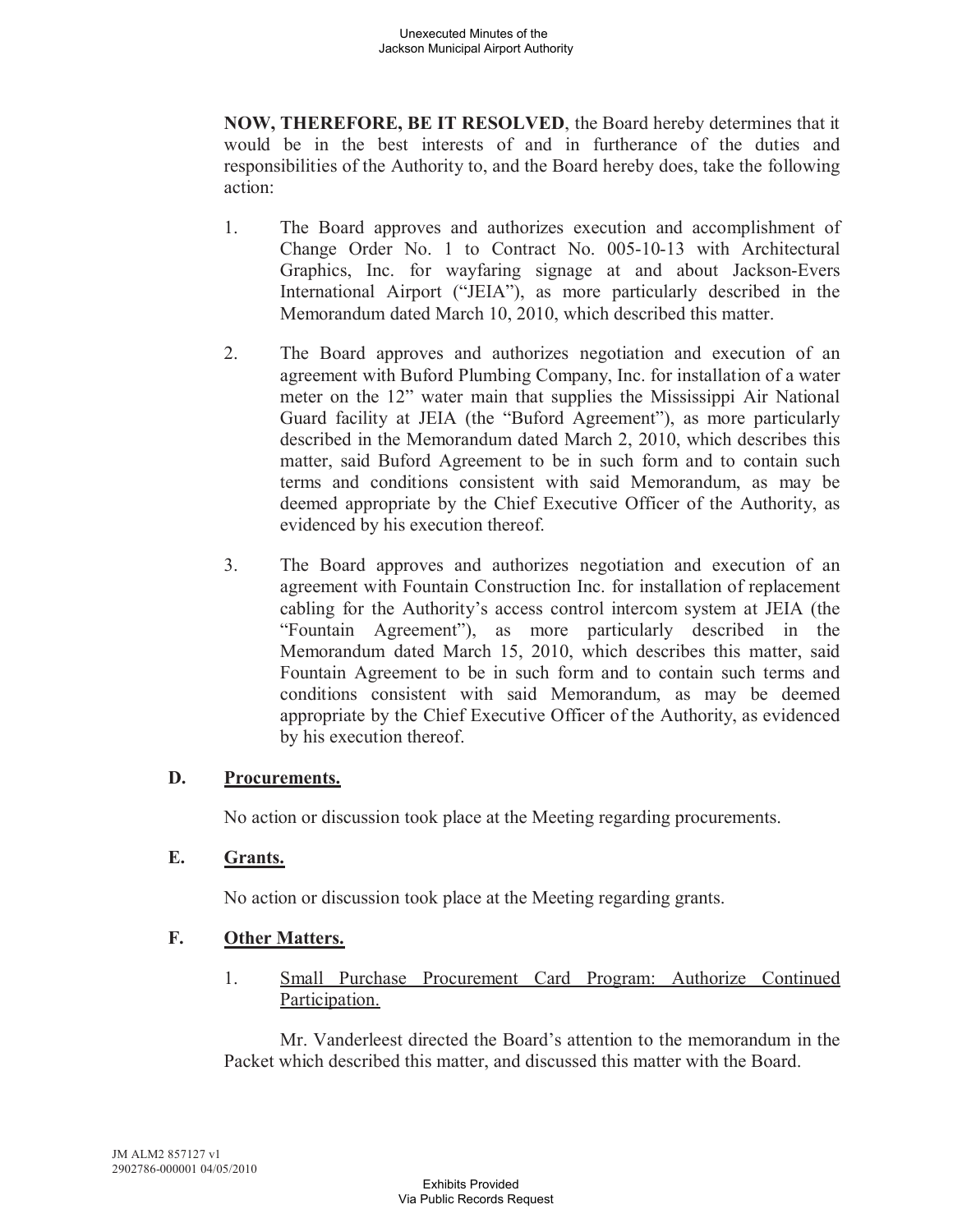**NOW, THEREFORE, BE IT RESOLVED**, the Board hereby determines that it would be in the best interests of and in furtherance of the duties and responsibilities of the Authority to, and the Board hereby does, take the following action:

1. The Board approves and authorizes execution and accomplishment of Change Order No. 1 to Contract No. 005-10-13 with Architectural Graphics, Inc. for wayfaring signage at and about Jackson-Evers International Airport ("JEIA"), as more particularly described in the Memorandum dated March 10, 2010, which described this matter.

2. The Board approves and authorizes negotiation and execution of an agreement with Buford Plumbing Company, Inc. for installation of a water meter on the 12" water main that supplies the Mississippi Air National Guard facility at JEIA (the "Buford Agreement"), as more particularly described in the Memorandum dated March 2, 2010, which describes this matter, said Buford Agreement to be in such form and to contain such terms and conditions consistent with said Memorandum, as may be deemed appropriate by the Chief Executive Officer of the Authority, as evidenced by his execution thereof.

3. The Board approves and authorizes negotiation and execution of an agreement with Fountain Construction Inc. for installation of replacement cabling for the Authority's access control intercom system at JEIA (the "Fountain Agreement"), as more particularly described in the Memorandum dated March 15, 2010, which describes this matter, said Fountain Agreement to be in such form and to contain such terms and conditions consistent with said Memorandum, as may be deemed appropriate by the Chief Executive Officer of the Authority, as evidenced by his execution thereof.

**D. Procurements.**

No action or discussion took place at the Meeting regarding procurements.

**E. Grants.**

No action or discussion took place at the Meeting regarding grants.

**F. Other Matters.**

1. Small Purchase Procurement Card Program: Authorize Continued Participation.

Mr. Vanderleest directed the Board's attention to the memorandum in the Packet which described this matter, and discussed this matter with the Board.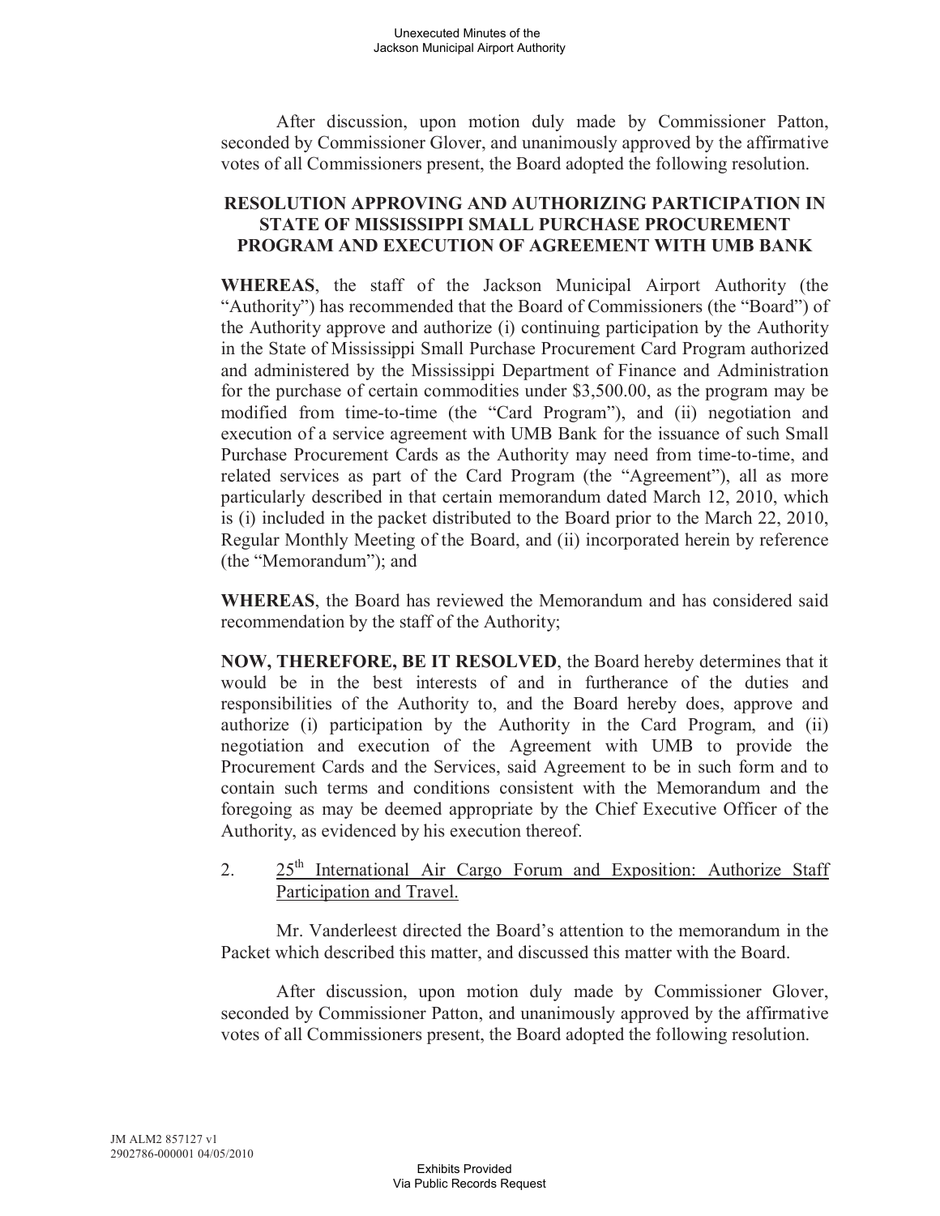After discussion, upon motion duly made by Commissioner Patton, seconded by Commissioner Glover, and unanimously approved by the affirmative votes of all Commissioners present, the Board adopted the following resolution.

**RESOLUTION APPROVING AND AUTHORIZING PARTICIPATION IN STATE OF MISSISSIPPI SMALL PURCHASE PROCUREMENT PROGRAM AND EXECUTION OF AGREEMENT WITH UMB BANK**

**WHEREAS**, the staff of the Jackson Municipal Airport Authority (the "Authority") has recommended that the Board of Commissioners (the "Board") of the Authority approve and authorize (i) continuing participation by the Authority in the State of Mississippi Small Purchase Procurement Card Program authorized and administered by the Mississippi Department of Finance and Administration for the purchase of certain commodities under $3,500.00, as the program may be modified from time-to-time (the "Card Program"), and (ii) negotiation and execution of a service agreement with UMB Bank for the issuance of such Small Purchase Procurement Cards as the Authority may need from time-to-time, and related services as part of the Card Program (the "Agreement"), all as more particularly described in that certain memorandum dated March 12, 2010, which is (i) included in the packet distributed to the Board prior to the March 22, 2010, Regular Monthly Meeting of the Board, and (ii) incorporated herein by reference (the "Memorandum"); and

**WHEREAS**, the Board has reviewed the Memorandum and has considered said recommendation by the staff of the Authority;

**NOW, THEREFORE, BE IT RESOLVED**, the Board hereby determines that it would be in the best interests of and in furtherance of the duties and responsibilities of the Authority to, and the Board hereby does, approve and authorize (i) participation by the Authority in the Card Program, and (ii) negotiation and execution of the Agreement with UMB to provide the Procurement Cards and the Services, said Agreement to be in such form and to contain such terms and conditions consistent with the Memorandum and the foregoing as may be deemed appropriate by the Chief Executive Officer of the Authority, as evidenced by his execution thereof.

2. <u>25th International Air Cargo Forum and Exposition: Authorize Staff Participation and Travel.</u>

Mr. Vanderleest directed the Board's attention to the memorandum in the Packet which described this matter, and discussed this matter with the Board.

After discussion, upon motion duly made by Commissioner Glover, seconded by Commissioner Patton, and unanimously approved by the affirmative votes of all Commissioners present, the Board adopted the following resolution.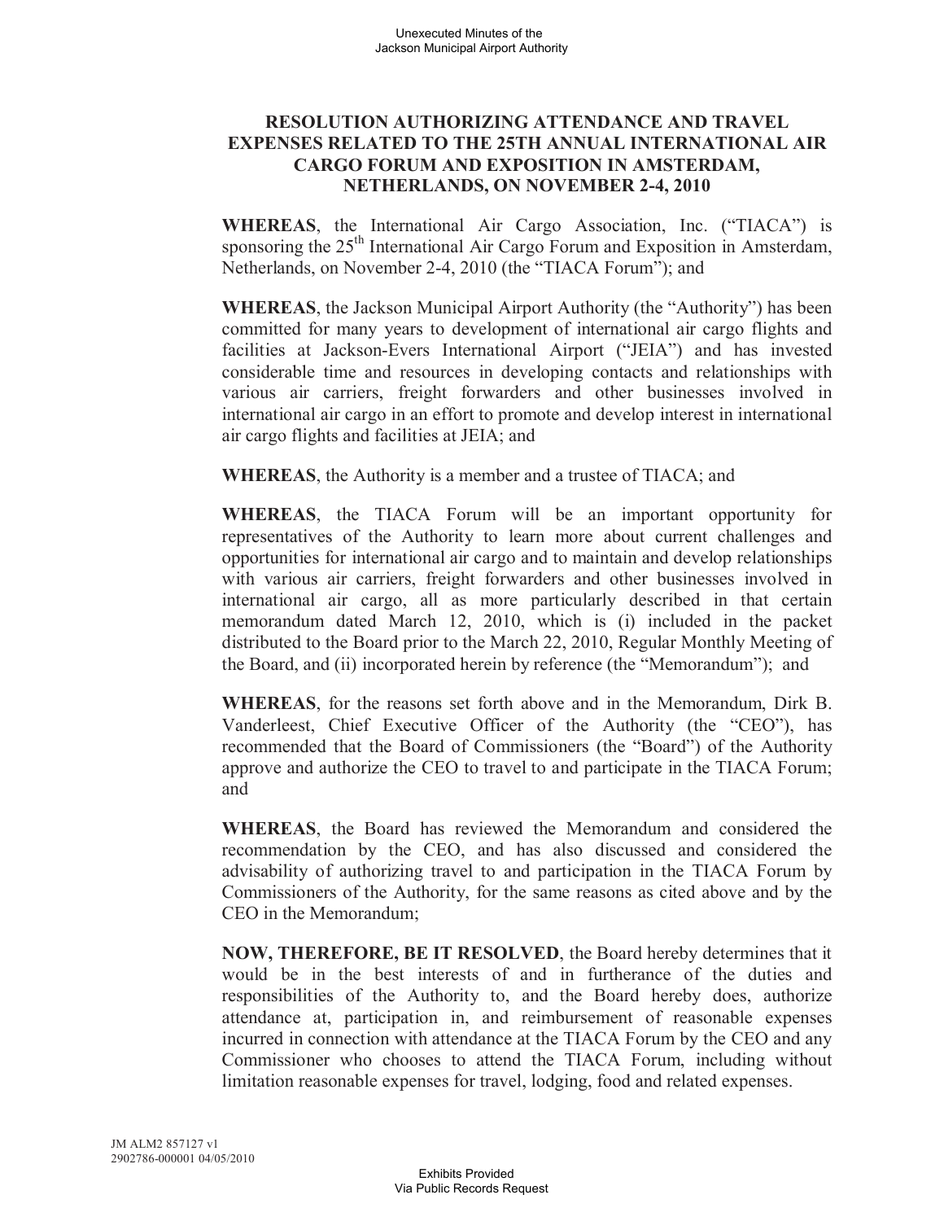## RESOLUTION AUTHORIZING ATTENDANCE AND TRAVEL EXPENSES RELATED TO THE 25TH ANNUAL INTERNATIONAL AIR CARGO FORUM AND EXPOSITION IN AMSTERDAM, NETHERLANDS, ON NOVEMBER 2-4, 2010

**WHEREAS**, the International Air Cargo Association, Inc. ("TIACA") is sponsoring the 25th International Air Cargo Forum and Exposition in Amsterdam, Netherlands, on November 2-4, 2010 (the "TIACA Forum"); and

**WHEREAS**, the Jackson Municipal Airport Authority (the "Authority") has been committed for many years to development of international air cargo flights and facilities at Jackson-Evers International Airport ("JEIA") and has invested considerable time and resources in developing contacts and relationships with various air carriers, freight forwarders and other businesses involved in international air cargo in an effort to promote and develop interest in international air cargo flights and facilities at JEIA; and

**WHEREAS**, the Authority is a member and a trustee of TIACA; and

**WHEREAS**, the TIACA Forum will be an important opportunity for representatives of the Authority to learn more about current challenges and opportunities for international air cargo and to maintain and develop relationships with various air carriers, freight forwarders and other businesses involved in international air cargo, all as more particularly described in that certain memorandum dated March 12, 2010, which is (i) included in the packet distributed to the Board prior to the March 22, 2010, Regular Monthly Meeting of the Board, and (ii) incorporated herein by reference (the "Memorandum"); and

**WHEREAS**, for the reasons set forth above and in the Memorandum, Dirk B. Vanderleest, Chief Executive Officer of the Authority (the "CEO"), has recommended that the Board of Commissioners (the "Board") of the Authority approve and authorize the CEO to travel to and participate in the TIACA Forum; and

**WHEREAS**, the Board has reviewed the Memorandum and considered the recommendation by the CEO, and has also discussed and considered the advisability of authorizing travel to and participation in the TIACA Forum by Commissioners of the Authority, for the same reasons as cited above and by the CEO in the Memorandum;

**NOW, THEREFORE, BE IT RESOLVED**, the Board hereby determines that it would be in the best interests of and in furtherance of the duties and responsibilities of the Authority to, and the Board hereby does, authorize attendance at, participation in, and reimbursement of reasonable expenses incurred in connection with attendance at the TIACA Forum by the CEO and any Commissioner who chooses to attend the TIACA Forum, including without limitation reasonable expenses for travel, lodging, food and related expenses.

JM ALM2 857127 v1
2902786-000001 04/05/2010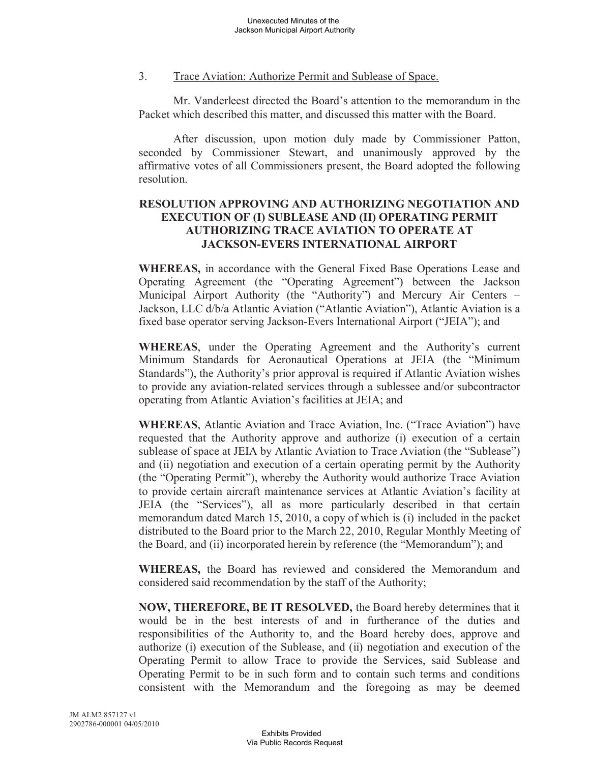3. Trace Aviation: Authorize Permit and Sublease of Space.

Mr. Vanderleest directed the Board's attention to the memorandum in the Packet which described this matter, and discussed this matter with the Board.

After discussion, upon motion duly made by Commissioner Patton, seconded by Commissioner Stewart, and unanimously approved by the affirmative votes of all Commissioners present, the Board adopted the following resolution.

**RESOLUTION APPROVING AND AUTHORIZING NEGOTIATION AND EXECUTION OF (I) SUBLEASE AND (II) OPERATING PERMIT AUTHORIZING TRACE AVIATION TO OPERATE AT JACKSON-EVERS INTERNATIONAL AIRPORT**

**WHEREAS,** in accordance with the General Fixed Base Operations Lease and Operating Agreement (the "Operating Agreement") between the Jackson Municipal Airport Authority (the "Authority") and Mercury Air Centers – Jackson, LLC d/b/a Atlantic Aviation ("Atlantic Aviation"), Atlantic Aviation is a fixed base operator serving Jackson-Evers International Airport ("JEIA"); and

**WHEREAS**, under the Operating Agreement and the Authority's current Minimum Standards for Aeronautical Operations at JEIA (the "Minimum Standards"), the Authority's prior approval is required if Atlantic Aviation wishes to provide any aviation-related services through a sublessee and/or subcontractor operating from Atlantic Aviation's facilities at JEIA; and

**WHEREAS**, Atlantic Aviation and Trace Aviation, Inc. ("Trace Aviation") have requested that the Authority approve and authorize (i) execution of a certain sublease of space at JEIA by Atlantic Aviation to Trace Aviation (the "Sublease") and (ii) negotiation and execution of a certain operating permit by the Authority (the "Operating Permit"), whereby the Authority would authorize Trace Aviation to provide certain aircraft maintenance services at Atlantic Aviation's facility at JEIA (the "Services"), all as more particularly described in that certain memorandum dated March 15, 2010, a copy of which is (i) included in the packet distributed to the Board prior to the March 22, 2010, Regular Monthly Meeting of the Board, and (ii) incorporated herein by reference (the "Memorandum"); and

**WHEREAS,** the Board has reviewed and considered the Memorandum and considered said recommendation by the staff of the Authority;

**NOW, THEREFORE, BE IT RESOLVED,** the Board hereby determines that it would be in the best interests of and in furtherance of the duties and responsibilities of the Authority to, and the Board hereby does, approve and authorize (i) execution of the Sublease, and (ii) negotiation and execution of the Operating Permit to allow Trace to provide the Services, said Sublease and Operating Permit to be in such form and to contain such terms and conditions consistent with the Memorandum and the foregoing as may be deemed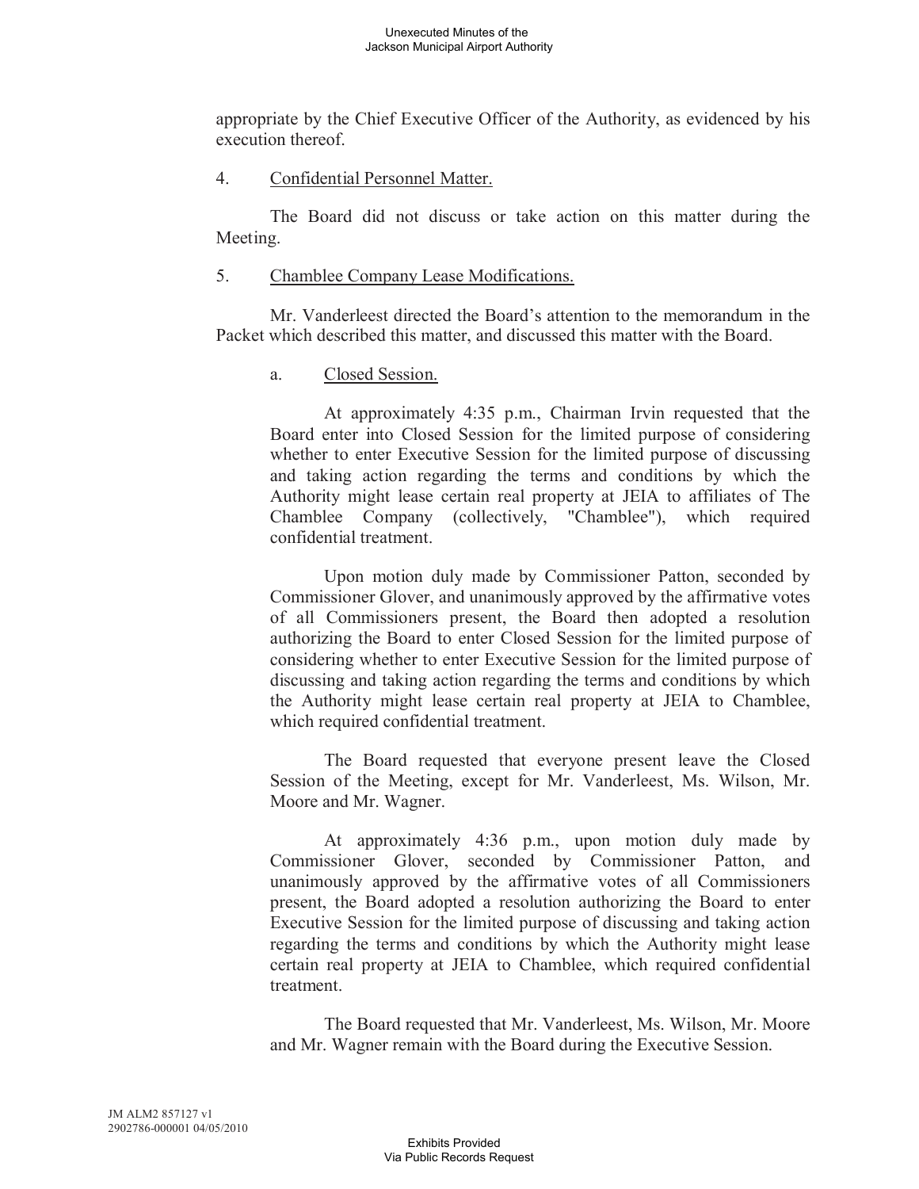appropriate by the Chief Executive Officer of the Authority, as evidenced by his execution thereof.

4. Confidential Personnel Matter.

The Board did not discuss or take action on this matter during the Meeting.

5. Chamblee Company Lease Modifications.

Mr. Vanderleest directed the Board's attention to the memorandum in the Packet which described this matter, and discussed this matter with the Board.

a. Closed Session.

At approximately 4:35 p.m., Chairman Irvin requested that the Board enter into Closed Session for the limited purpose of considering whether to enter Executive Session for the limited purpose of discussing and taking action regarding the terms and conditions by which the Authority might lease certain real property at JEIA to affiliates of The Chamblee Company (collectively, "Chamblee"), which required confidential treatment.

Upon motion duly made by Commissioner Patton, seconded by Commissioner Glover, and unanimously approved by the affirmative votes of all Commissioners present, the Board then adopted a resolution authorizing the Board to enter Closed Session for the limited purpose of considering whether to enter Executive Session for the limited purpose of discussing and taking action regarding the terms and conditions by which the Authority might lease certain real property at JEIA to Chamblee, which required confidential treatment.

The Board requested that everyone present leave the Closed Session of the Meeting, except for Mr. Vanderleest, Ms. Wilson, Mr. Moore and Mr. Wagner.

At approximately 4:36 p.m., upon motion duly made by Commissioner Glover, seconded by Commissioner Patton, and unanimously approved by the affirmative votes of all Commissioners present, the Board adopted a resolution authorizing the Board to enter Executive Session for the limited purpose of discussing and taking action regarding the terms and conditions by which the Authority might lease certain real property at JEIA to Chamblee, which required confidential treatment.

The Board requested that Mr. Vanderleest, Ms. Wilson, Mr. Moore and Mr. Wagner remain with the Board during the Executive Session.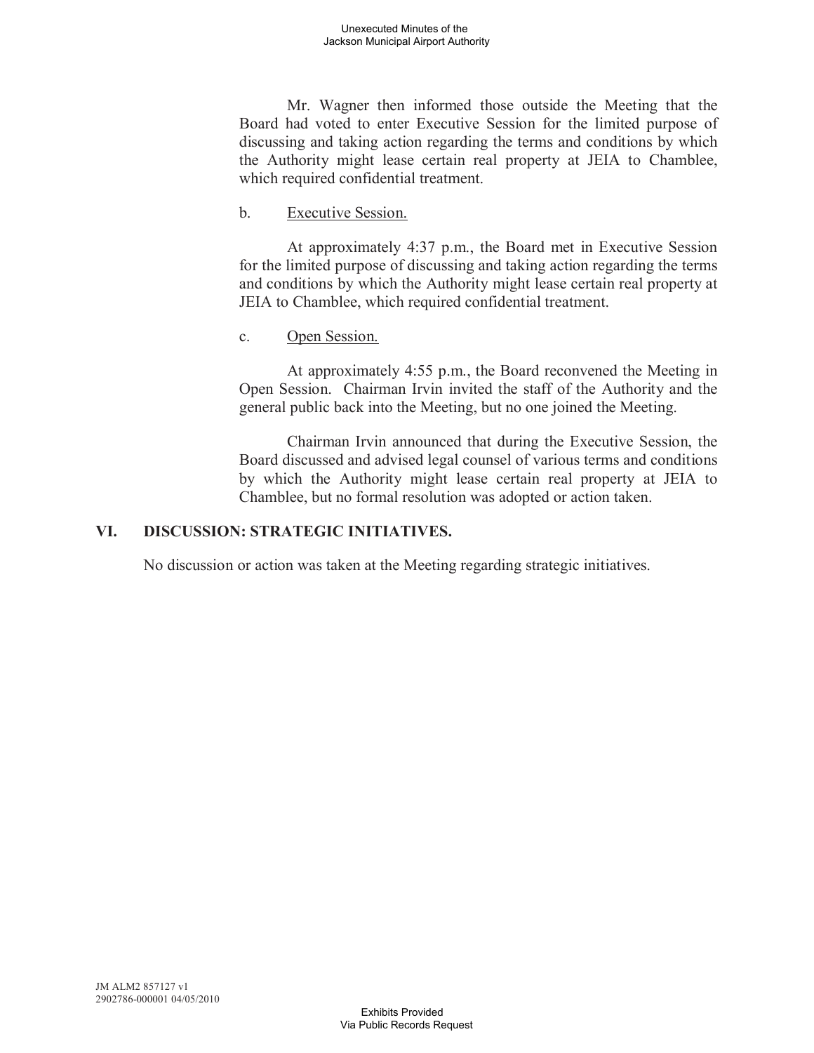Mr. Wagner then informed those outside the Meeting that the Board had voted to enter Executive Session for the limited purpose of discussing and taking action regarding the terms and conditions by which the Authority might lease certain real property at JEIA to Chamblee, which required confidential treatment.

b. Executive Session.

At approximately 4:37 p.m., the Board met in Executive Session for the limited purpose of discussing and taking action regarding the terms and conditions by which the Authority might lease certain real property at JEIA to Chamblee, which required confidential treatment.

c. Open Session.

At approximately 4:55 p.m., the Board reconvened the Meeting in Open Session. Chairman Irvin invited the staff of the Authority and the general public back into the Meeting, but no one joined the Meeting.

Chairman Irvin announced that during the Executive Session, the Board discussed and advised legal counsel of various terms and conditions by which the Authority might lease certain real property at JEIA to Chamblee, but no formal resolution was adopted or action taken.

## VI. DISCUSSION: STRATEGIC INITIATIVES.

No discussion or action was taken at the Meeting regarding strategic initiatives.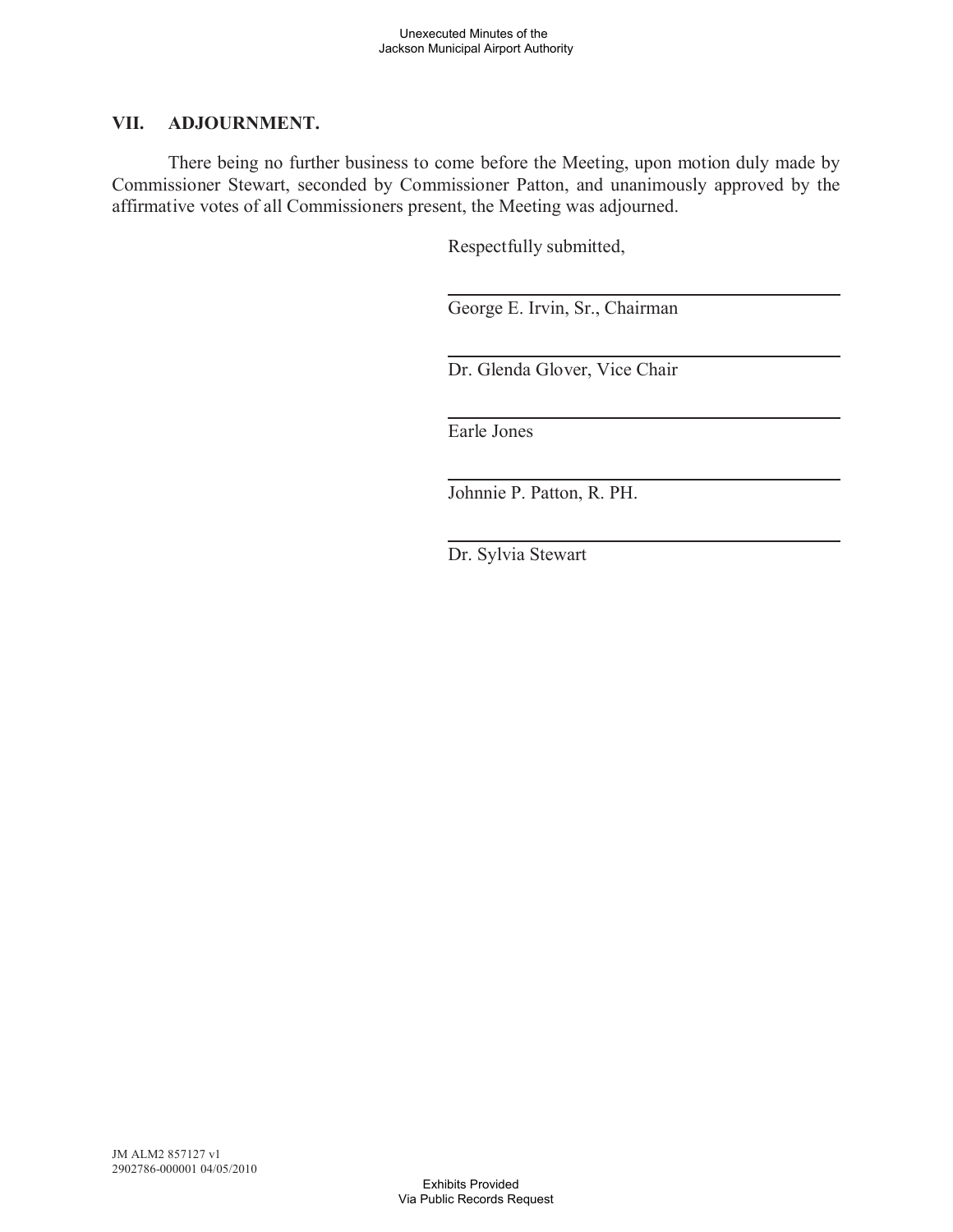## VII. ADJOURNMENT.

There being no further business to come before the Meeting, upon motion duly made by Commissioner Stewart, seconded by Commissioner Patton, and unanimously approved by the affirmative votes of all Commissioners present, the Meeting was adjourned.

Respectfully submitted,

______________________________
George E. Irvin, Sr., Chairman

______________________________
Dr. Glenda Glover, Vice Chair

______________________________
Earle Jones

______________________________
Johnnie P. Patton, R. PH.

______________________________
Dr. Sylvia Stewart

JM ALM2 857127 v1
2902786-000001 04/05/2010